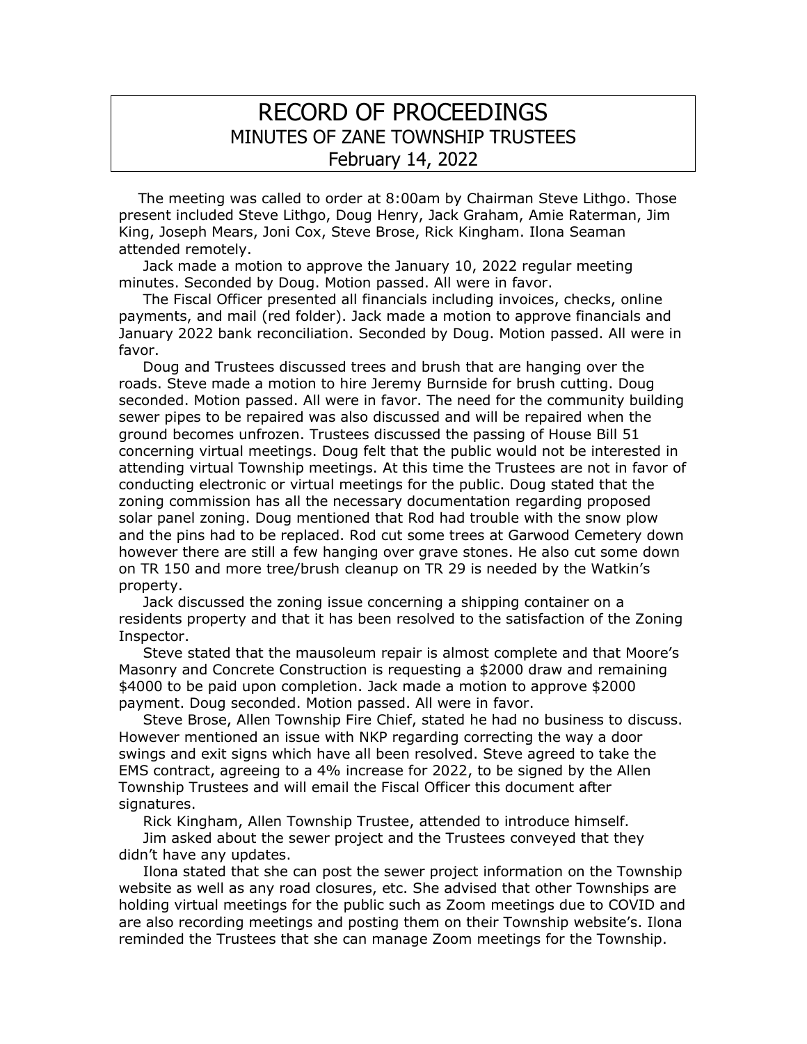# RECORD OF PROCEEDINGS
## MINUTES OF ZANE TOWNSHIP TRUSTEES
## February 14, 2022

The meeting was called to order at 8:00am by Chairman Steve Lithgo. Those present included Steve Lithgo, Doug Henry, Jack Graham, Amie Raterman, Jim King, Joseph Mears, Joni Cox, Steve Brose, Rick Kingham. Ilona Seaman attended remotely.

Jack made a motion to approve the January 10, 2022 regular meeting minutes. Seconded by Doug. Motion passed. All were in favor.

The Fiscal Officer presented all financials including invoices, checks, online payments, and mail (red folder). Jack made a motion to approve financials and January 2022 bank reconciliation. Seconded by Doug. Motion passed. All were in favor.

Doug and Trustees discussed trees and brush that are hanging over the roads. Steve made a motion to hire Jeremy Burnside for brush cutting. Doug seconded. Motion passed. All were in favor. The need for the community building sewer pipes to be repaired was also discussed and will be repaired when the ground becomes unfrozen. Trustees discussed the passing of House Bill 51 concerning virtual meetings. Doug felt that the public would not be interested in attending virtual Township meetings. At this time the Trustees are not in favor of conducting electronic or virtual meetings for the public. Doug stated that the zoning commission has all the necessary documentation regarding proposed solar panel zoning. Doug mentioned that Rod had trouble with the snow plow and the pins had to be replaced. Rod cut some trees at Garwood Cemetery down however there are still a few hanging over grave stones. He also cut some down on TR 150 and more tree/brush cleanup on TR 29 is needed by the Watkin's property.

Jack discussed the zoning issue concerning a shipping container on a residents property and that it has been resolved to the satisfaction of the Zoning Inspector.

Steve stated that the mausoleum repair is almost complete and that Moore's Masonry and Concrete Construction is requesting a $2000 draw and remaining $4000 to be paid upon completion. Jack made a motion to approve $2000 payment. Doug seconded. Motion passed. All were in favor.

Steve Brose, Allen Township Fire Chief, stated he had no business to discuss. However mentioned an issue with NKP regarding correcting the way a door swings and exit signs which have all been resolved. Steve agreed to take the EMS contract, agreeing to a 4% increase for 2022, to be signed by the Allen Township Trustees and will email the Fiscal Officer this document after signatures.

Rick Kingham, Allen Township Trustee, attended to introduce himself.

Jim asked about the sewer project and the Trustees conveyed that they didn't have any updates.

Ilona stated that she can post the sewer project information on the Township website as well as any road closures, etc. She advised that other Townships are holding virtual meetings for the public such as Zoom meetings due to COVID and are also recording meetings and posting them on their Township website's. Ilona reminded the Trustees that she can manage Zoom meetings for the Township.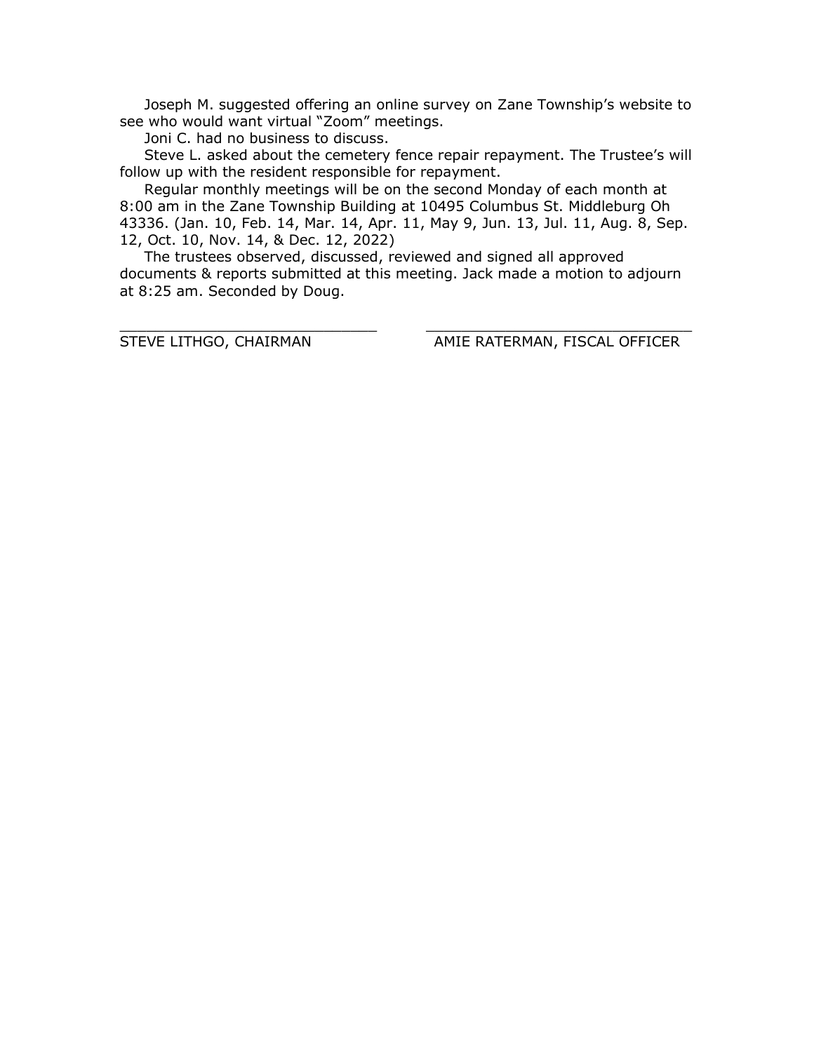Joseph M. suggested offering an online survey on Zane Township's website to see who would want virtual "Zoom" meetings.

Joni C. had no business to discuss.

Steve L. asked about the cemetery fence repair repayment. The Trustee's will follow up with the resident responsible for repayment.

Regular monthly meetings will be on the second Monday of each month at 8:00 am in the Zane Township Building at 10495 Columbus St. Middleburg Oh 43336. (Jan. 10, Feb. 14, Mar. 14, Apr. 11, May 9, Jun. 13, Jul. 11, Aug. 8, Sep. 12, Oct. 10, Nov. 14, & Dec. 12, 2022)

The trustees observed, discussed, reviewed and signed all approved documents & reports submitted at this meeting. Jack made a motion to adjourn at 8:25 am. Seconded by Doug.

______________________________ ______________________________

STEVE LITHGO, CHAIRMAN AMIE RATERMAN, FISCAL OFFICER